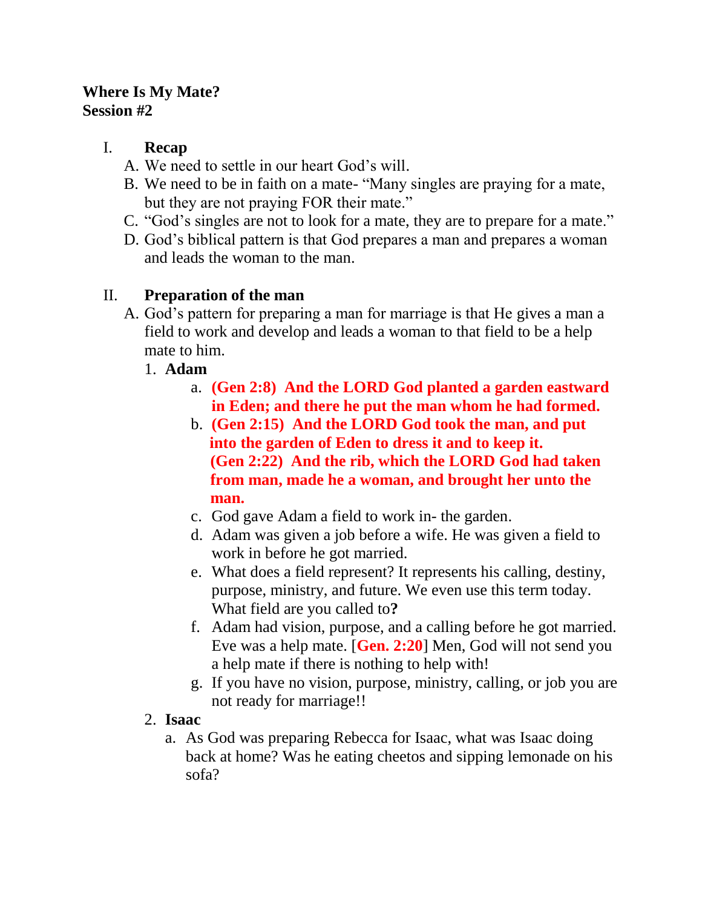**Where Is My Mate?**
**Session #2**

I. **Recap**
   A. We need to settle in our heart God's will.
   B. We need to be in faith on a mate- "Many singles are praying for a mate, but they are not praying FOR their mate."
   C. "God's singles are not to look for a mate, they are to prepare for a mate."
   D. God's biblical pattern is that God prepares a man and prepares a woman and leads the woman to the man.

II. **Preparation of the man**
   A. God's pattern for preparing a man for marriage is that He gives a man a field to work and develop and leads a woman to that field to be a help mate to him.
      1. **Adam**
         a. **(Gen 2:8) And the LORD God planted a garden eastward in Eden; and there he put the man whom he had formed.**
         b. **(Gen 2:15) And the LORD God took the man, and put into the garden of Eden to dress it and to keep it. (Gen 2:22) And the rib, which the LORD God had taken from man, made he a woman, and brought her unto the man.**
         c. God gave Adam a field to work in- the garden.
         d. Adam was given a job before a wife. He was given a field to work in before he got married.
         e. What does a field represent? It represents his calling, destiny, purpose, ministry, and future. We even use this term today. What field are you called to**?**
         f. Adam had vision, purpose, and a calling before he got married. Eve was a help mate. [**Gen. 2:20**] Men, God will not send you a help mate if there is nothing to help with!
         g. If you have no vision, purpose, ministry, calling, or job you are not ready for marriage!!
      2. **Isaac**
         a. As God was preparing Rebecca for Isaac, what was Isaac doing back at home? Was he eating cheetos and sipping lemonade on his sofa?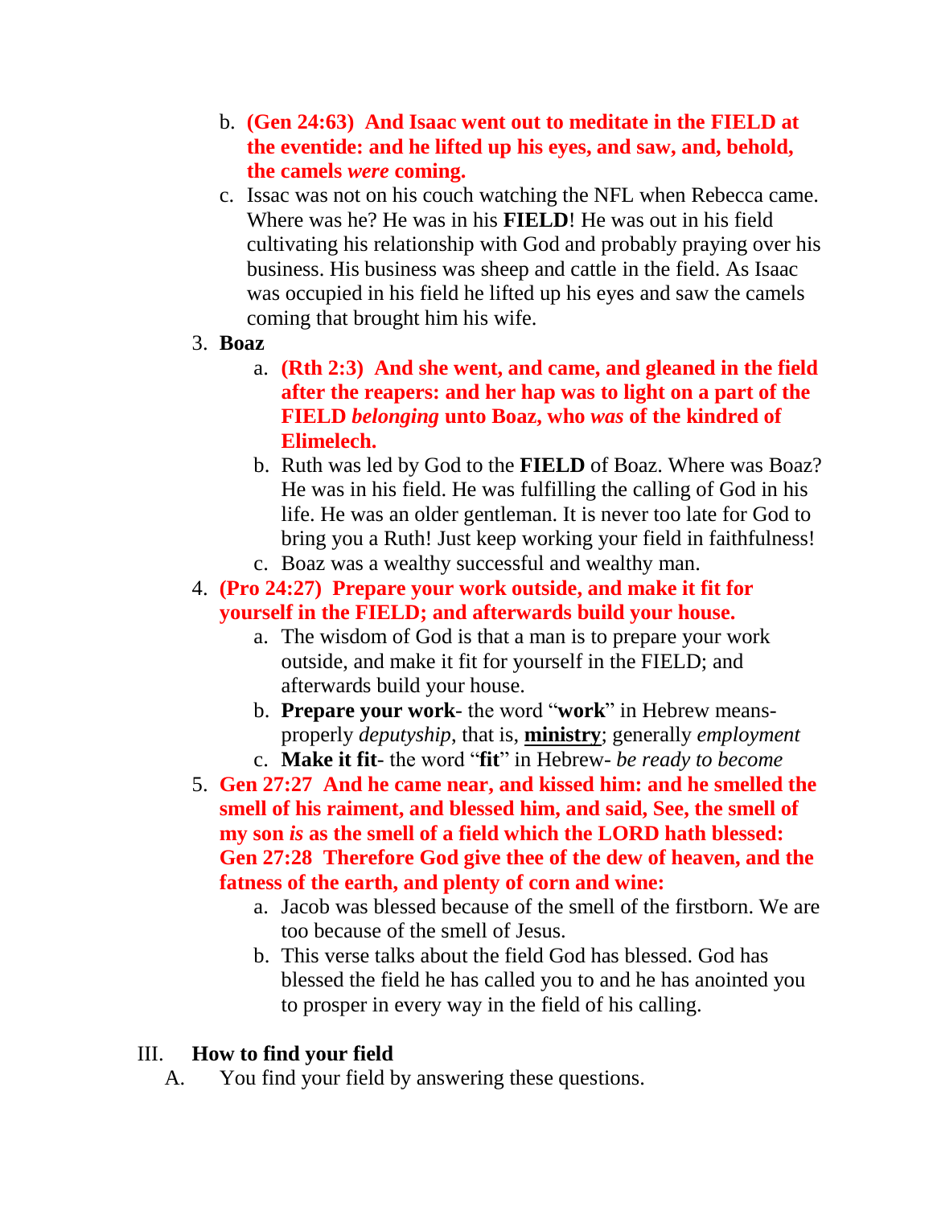b. **(Gen 24:63) And Isaac went out to meditate in the FIELD at the eventide: and he lifted up his eyes, and saw, and, behold, the camels *were* coming.**
   c. Issac was not on his couch watching the NFL when Rebecca came. Where was he? He was in his **FIELD**! He was out in his field cultivating his relationship with God and probably praying over his business. His business was sheep and cattle in the field. As Isaac was occupied in his field he lifted up his eyes and saw the camels coming that brought him his wife.

3. **Boaz**
   a. **(Rth 2:3) And she went, and came, and gleaned in the field after the reapers: and her hap was to light on a part of the FIELD *belonging* unto Boaz, who *was* of the kindred of Elimelech.**
   b. Ruth was led by God to the **FIELD** of Boaz. Where was Boaz? He was in his field. He was fulfilling the calling of God in his life. He was an older gentleman. It is never too late for God to bring you a Ruth! Just keep working your field in faithfulness!
   c. Boaz was a wealthy successful and wealthy man.

4. **(Pro 24:27) Prepare your work outside, and make it fit for yourself in the FIELD; and afterwards build your house.**
   a. The wisdom of God is that a man is to prepare your work outside, and make it fit for yourself in the FIELD; and afterwards build your house.
   b. **Prepare your work**- the word "**work**" in Hebrew means- properly *deputyship*, that is, <u>**ministry**</u>; generally *employment*
   c. **Make it fit**- the word "**fit**" in Hebrew- *be ready to become*

5. **Gen 27:27 And he came near, and kissed him: and he smelled the smell of his raiment, and blessed him, and said, See, the smell of my son *is* as the smell of a field which the LORD hath blessed: Gen 27:28 Therefore God give thee of the dew of heaven, and the fatness of the earth, and plenty of corn and wine:**
   a. Jacob was blessed because of the smell of the firstborn. We are too because of the smell of Jesus.
   b. This verse talks about the field God has blessed. God has blessed the field he has called you to and he has anointed you to prosper in every way in the field of his calling.

## III. How to find your field

A. You find your field by answering these questions.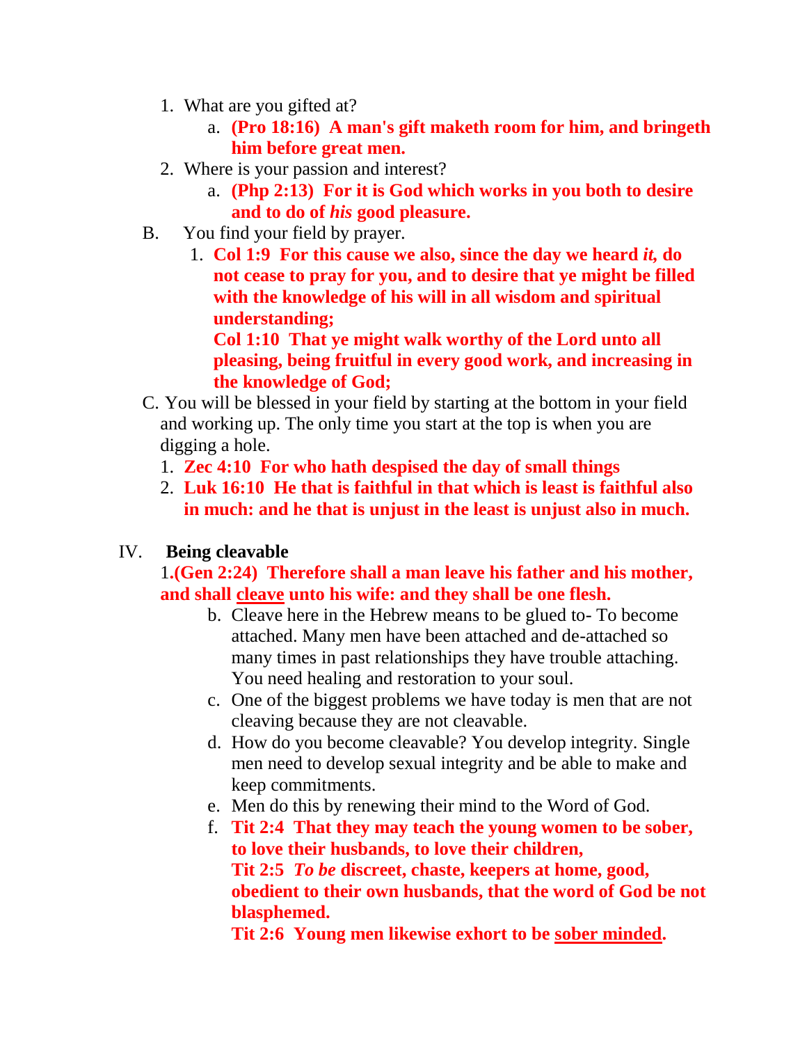1. What are you gifted at?
    a. **(Pro 18:16) A man's gift maketh room for him, and bringeth him before great men.**
2. Where is your passion and interest?
    a. **(Php 2:13) For it is God which works in you both to desire and to do of *his* good pleasure.**

B. You find your field by prayer.

1. **Col 1:9 For this cause we also, since the day we heard *it,* do not cease to pray for you, and to desire that ye might be filled with the knowledge of his will in all wisdom and spiritual understanding;**
   **Col 1:10 That ye might walk worthy of the Lord unto all pleasing, being fruitful in every good work, and increasing in the knowledge of God;**

C. You will be blessed in your field by starting at the bottom in your field and working up. The only time you start at the top is when you are digging a hole.

1. **Zec 4:10 For who hath despised the day of small things**
2. **Luk 16:10 He that is faithful in that which is least is faithful also in much: and he that is unjust in the least is unjust also in much.**

IV. **Being cleavable**

1.**(Gen 2:24) Therefore shall a man leave his father and his mother, and shall <u>cleave</u> unto his wife: and they shall be one flesh.**

b. Cleave here in the Hebrew means to be glued to- To become attached. Many men have been attached and de-attached so many times in past relationships they have trouble attaching. You need healing and restoration to your soul.

c. One of the biggest problems we have today is men that are not cleaving because they are not cleavable.

d. How do you become cleavable? You develop integrity. Single men need to develop sexual integrity and be able to make and keep commitments.

e. Men do this by renewing their mind to the Word of God.

f. **Tit 2:4 That they may teach the young women to be sober, to love their husbands, to love their children,**
   **Tit 2:5 *To be* discreet, chaste, keepers at home, good, obedient to their own husbands, that the word of God be not blasphemed.**
   **Tit 2:6 Young men likewise exhort to be <u>sober minded</u>.**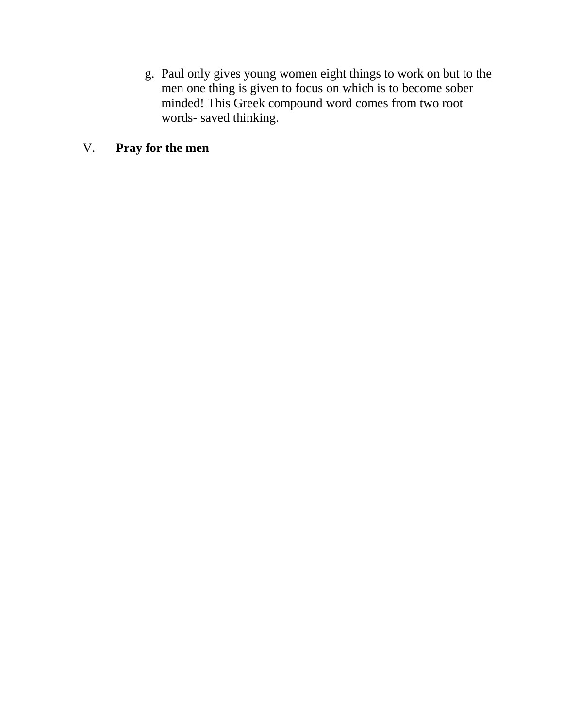g. Paul only gives young women eight things to work on but to the men one thing is given to focus on which is to become sober minded! This Greek compound word comes from two root words- saved thinking.

V. **Pray for the men**